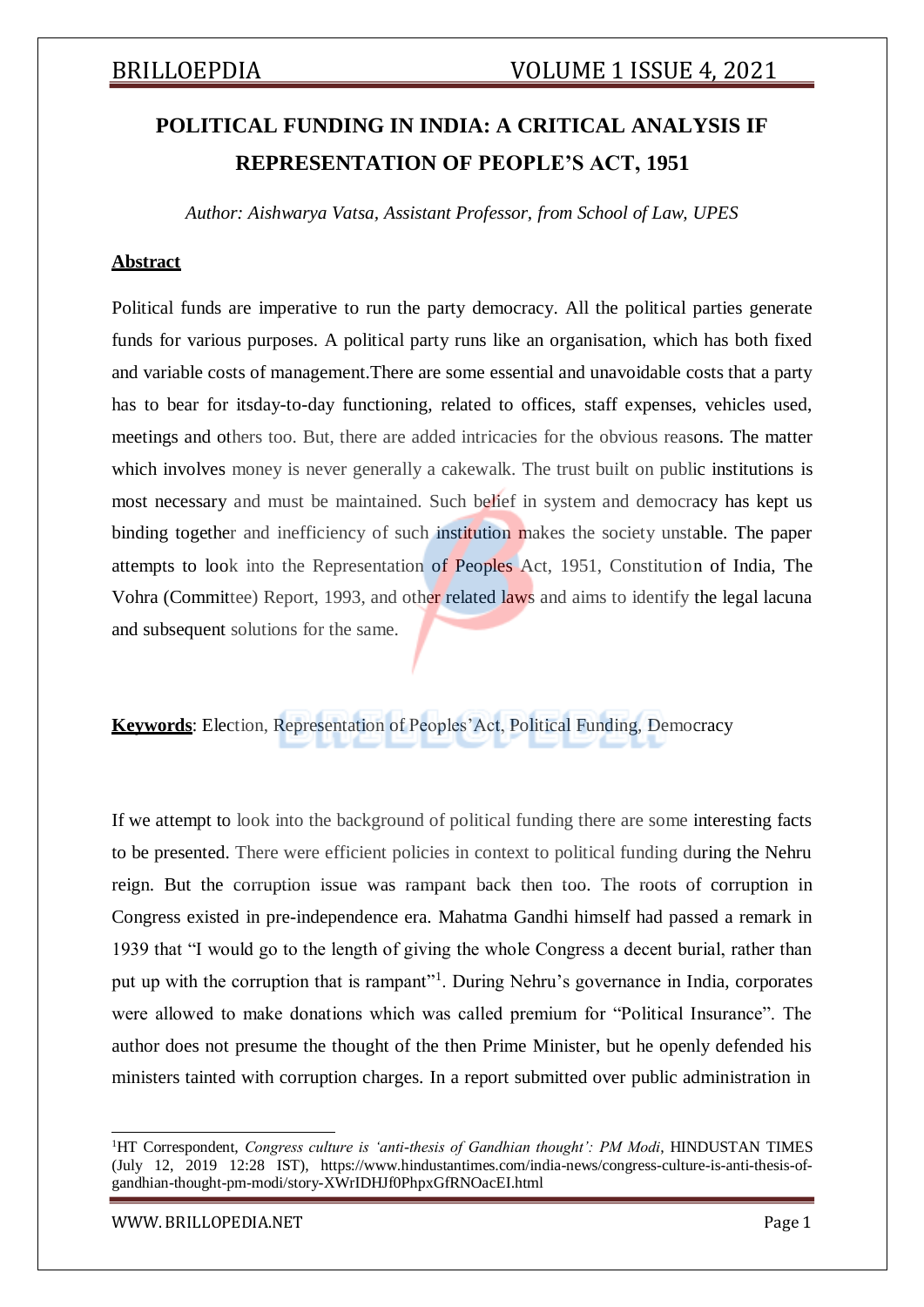# POLITICAL FUNDING IN INDIA: A CRITICAL ANALYSIS IF REPRESENTATION OF PEOPLE'S ACT, 1951

*Author: Aishwarya Vatsa, Assistant Professor, from School of Law, UPES*

## Abstract

Political funds are imperative to run the party democracy. All the political parties generate funds for various purposes. A political party runs like an organisation, which has both fixed and variable costs of management.There are some essential and unavoidable costs that a party has to bear for itsday-to-day functioning, related to offices, staff expenses, vehicles used, meetings and others too. But, there are added intricacies for the obvious reasons. The matter which involves money is never generally a cakewalk. The trust built on public institutions is most necessary and must be maintained. Such belief in system and democracy has kept us binding together and inefficiency of such institution makes the society unstable. The paper attempts to look into the Representation of Peoples Act, 1951, Constitution of India, The Vohra (Committee) Report, 1993, and other related laws and aims to identify the legal lacuna and subsequent solutions for the same.

**Keywords**: Election, Representation of Peoples'Act, Political Funding, Democracy

If we attempt to look into the background of political funding there are some interesting facts to be presented. There were efficient policies in context to political funding during the Nehru reign. But the corruption issue was rampant back then too. The roots of corruption in Congress existed in pre-independence era. Mahatma Gandhi himself had passed a remark in 1939 that "I would go to the length of giving the whole Congress a decent burial, rather than put up with the corruption that is rampant"[1]. During Nehru's governance in India, corporates were allowed to make donations which was called premium for "Political Insurance". The author does not presume the thought of the then Prime Minister, but he openly defended his ministers tainted with corruption charges. In a report submitted over public administration in

---

[1] HT Correspondent, *Congress culture is 'anti-thesis of Gandhian thought': PM Modi*, HINDUSTAN TIMES (July 12, 2019 12:28 IST), https://www.hindustantimes.com/india-news/congress-culture-is-anti-thesis-of-gandhian-thought-pm-modi/story-XWrIDHJf0PhpxGfRNOacEI.html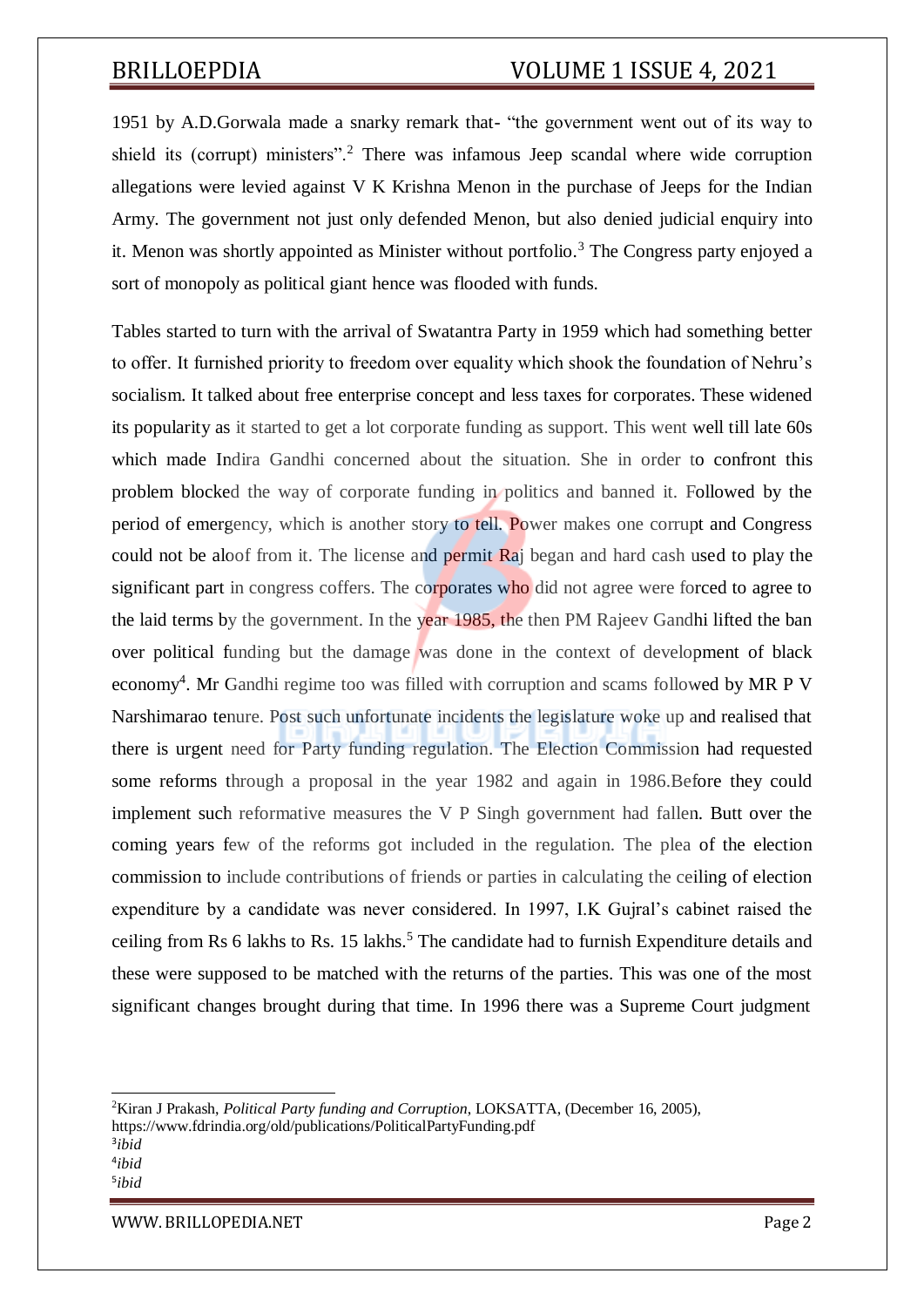1951 by A.D.Gorwala made a snarky remark that- "the government went out of its way to shield its (corrupt) ministers".[2] There was infamous Jeep scandal where wide corruption allegations were levied against V K Krishna Menon in the purchase of Jeeps for the Indian Army. The government not just only defended Menon, but also denied judicial enquiry into it. Menon was shortly appointed as Minister without portfolio.[3] The Congress party enjoyed a sort of monopoly as political giant hence was flooded with funds.

Tables started to turn with the arrival of Swatantra Party in 1959 which had something better to offer. It furnished priority to freedom over equality which shook the foundation of Nehru's socialism. It talked about free enterprise concept and less taxes for corporates. These widened its popularity as it started to get a lot corporate funding as support. This went well till late 60s which made Indira Gandhi concerned about the situation. She in order to confront this problem blocked the way of corporate funding in politics and banned it. Followed by the period of emergency, which is another story to tell. Power makes one corrupt and Congress could not be aloof from it. The license and permit Raj began and hard cash used to play the significant part in congress coffers. The corporates who did not agree were forced to agree to the laid terms by the government. In the year 1985, the then PM Rajeev Gandhi lifted the ban over political funding but the damage was done in the context of development of black economy[4]. Mr Gandhi regime too was filled with corruption and scams followed by MR P V Narshimarao tenure. Post such unfortunate incidents the legislature woke up and realised that there is urgent need for Party funding regulation. The Election Commission had requested some reforms through a proposal in the year 1982 and again in 1986.Before they could implement such reformative measures the V P Singh government had fallen. Butt over the coming years few of the reforms got included in the regulation. The plea of the election commission to include contributions of friends or parties in calculating the ceiling of election expenditure by a candidate was never considered. In 1997, I.K Gujral's cabinet raised the ceiling from Rs 6 lakhs to Rs. 15 lakhs.[5] The candidate had to furnish Expenditure details and these were supposed to be matched with the returns of the parties. This was one of the most significant changes brought during that time. In 1996 there was a Supreme Court judgment

---

[2]Kiran J Prakash, *Political Party funding and Corruption*, LOKSATTA, (December 16, 2005), https://www.fdrindia.org/old/publications/PoliticalPartyFunding.pdf

[3]*ibid*

[4]*ibid*

[5]*ibid*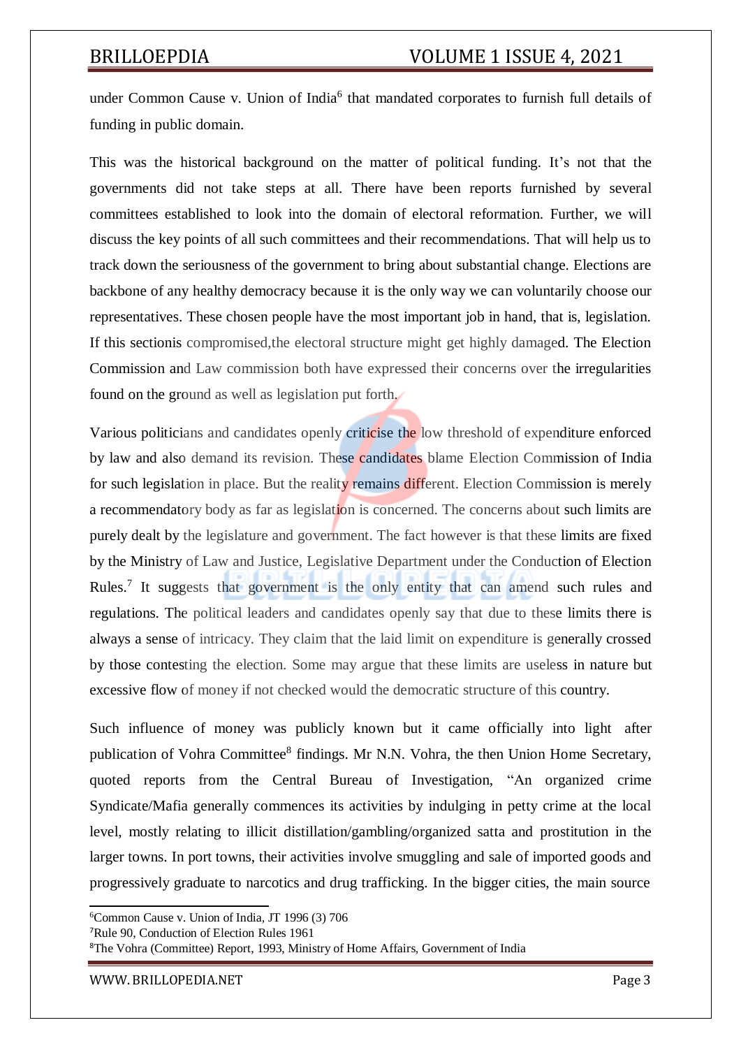under Common Cause v. Union of India[6] that mandated corporates to furnish full details of funding in public domain.

This was the historical background on the matter of political funding. It's not that the governments did not take steps at all. There have been reports furnished by several committees established to look into the domain of electoral reformation. Further, we will discuss the key points of all such committees and their recommendations. That will help us to track down the seriousness of the government to bring about substantial change. Elections are backbone of any healthy democracy because it is the only way we can voluntarily choose our representatives. These chosen people have the most important job in hand, that is, legislation. If this sectionis compromised,the electoral structure might get highly damaged. The Election Commission and Law commission both have expressed their concerns over the irregularities found on the ground as well as legislation put forth.

Various politicians and candidates openly criticise the low threshold of expenditure enforced by law and also demand its revision. These candidates blame Election Commission of India for such legislation in place. But the reality remains different. Election Commission is merely a recommendatory body as far as legislation is concerned. The concerns about such limits are purely dealt by the legislature and government. The fact however is that these limits are fixed by the Ministry of Law and Justice, Legislative Department under the Conduction of Election Rules.[7] It suggests that government is the only entity that can amend such rules and regulations. The political leaders and candidates openly say that due to these limits there is always a sense of intricacy. They claim that the laid limit on expenditure is generally crossed by those contesting the election. Some may argue that these limits are useless in nature but excessive flow of money if not checked would the democratic structure of this country.

Such influence of money was publicly known but it came officially into light after publication of Vohra Committee[8] findings. Mr N.N. Vohra, the then Union Home Secretary, quoted reports from the Central Bureau of Investigation, "An organized crime Syndicate/Mafia generally commences its activities by indulging in petty crime at the local level, mostly relating to illicit distillation/gambling/organized satta and prostitution in the larger towns. In port towns, their activities involve smuggling and sale of imported goods and progressively graduate to narcotics and drug trafficking. In the bigger cities, the main source

---

[6] Common Cause v. Union of India, JT 1996 (3) 706

[7] Rule 90, Conduction of Election Rules 1961

[8] The Vohra (Committee) Report, 1993, Ministry of Home Affairs, Government of India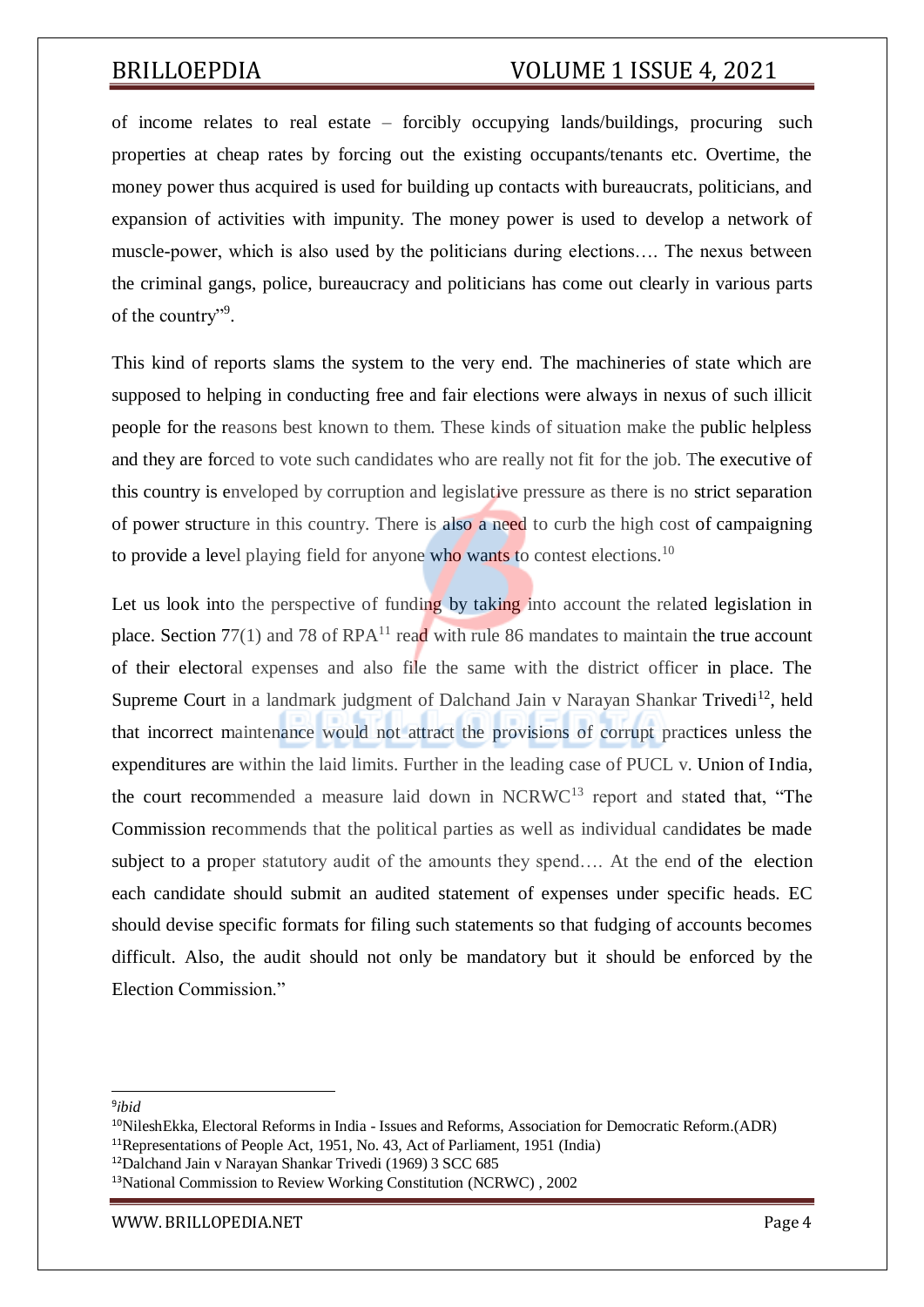of income relates to real estate – forcibly occupying lands/buildings, procuring such properties at cheap rates by forcing out the existing occupants/tenants etc. Overtime, the money power thus acquired is used for building up contacts with bureaucrats, politicians, and expansion of activities with impunity. The money power is used to develop a network of muscle-power, which is also used by the politicians during elections…. The nexus between the criminal gangs, police, bureaucracy and politicians has come out clearly in various parts of the country"[9].

This kind of reports slams the system to the very end. The machineries of state which are supposed to helping in conducting free and fair elections were always in nexus of such illicit people for the reasons best known to them. These kinds of situation make the public helpless and they are forced to vote such candidates who are really not fit for the job. The executive of this country is enveloped by corruption and legislative pressure as there is no strict separation of power structure in this country. There is also a need to curb the high cost of campaigning to provide a level playing field for anyone who wants to contest elections.[10]

Let us look into the perspective of funding by taking into account the related legislation in place. Section 77(1) and 78 of RPA[11] read with rule 86 mandates to maintain the true account of their electoral expenses and also file the same with the district officer in place. The Supreme Court in a landmark judgment of Dalchand Jain v Narayan Shankar Trivedi[12], held that incorrect maintenance would not attract the provisions of corrupt practices unless the expenditures are within the laid limits. Further in the leading case of PUCL v. Union of India, the court recommended a measure laid down in NCRWC[13] report and stated that, "The Commission recommends that the political parties as well as individual candidates be made subject to a proper statutory audit of the amounts they spend…. At the end of the election each candidate should submit an audited statement of expenses under specific heads. EC should devise specific formats for filing such statements so that fudging of accounts becomes difficult. Also, the audit should not only be mandatory but it should be enforced by the Election Commission."

---

[9] *ibid*

[10] NileshEkka, Electoral Reforms in India - Issues and Reforms, Association for Democratic Reform.(ADR)

[11] Representations of People Act, 1951, No. 43, Act of Parliament, 1951 (India)

[12] Dalchand Jain v Narayan Shankar Trivedi (1969) 3 SCC 685

[13] National Commission to Review Working Constitution (NCRWC) , 2002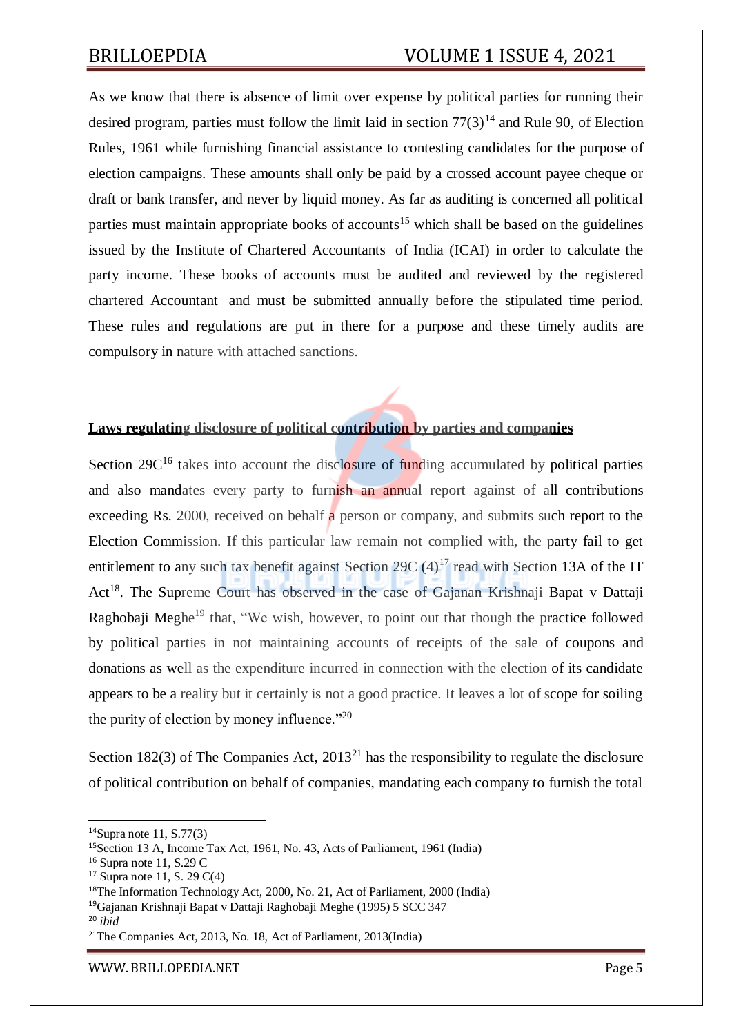As we know that there is absence of limit over expense by political parties for running their desired program, parties must follow the limit laid in section 77(3)[14] and Rule 90, of Election Rules, 1961 while furnishing financial assistance to contesting candidates for the purpose of election campaigns. These amounts shall only be paid by a crossed account payee cheque or draft or bank transfer, and never by liquid money. As far as auditing is concerned all political parties must maintain appropriate books of accounts[15] which shall be based on the guidelines issued by the Institute of Chartered Accountants of India (ICAI) in order to calculate the party income. These books of accounts must be audited and reviewed by the registered chartered Accountant and must be submitted annually before the stipulated time period. These rules and regulations are put in there for a purpose and these timely audits are compulsory in nature with attached sanctions.

**Laws regulating disclosure of political contribution by parties and companies**

Section 29C[16] takes into account the disclosure of funding accumulated by political parties and also mandates every party to furnish an annual report against of all contributions exceeding Rs. 2000, received on behalf a person or company, and submits such report to the Election Commission. If this particular law remain not complied with, the party fail to get entitlement to any such tax benefit against Section 29C (4)[17] read with Section 13A of the IT Act[18]. The Supreme Court has observed in the case of Gajanan Krishnaji Bapat v Dattaji Raghobaji Meghe[19] that, "We wish, however, to point out that though the practice followed by political parties in not maintaining accounts of receipts of the sale of coupons and donations as well as the expenditure incurred in connection with the election of its candidate appears to be a reality but it certainly is not a good practice. It leaves a lot of scope for soiling the purity of election by money influence."[20]

Section 182(3) of The Companies Act, 2013[21] has the responsibility to regulate the disclosure of political contribution on behalf of companies, mandating each company to furnish the total

---

[14] Supra note 11, S.77(3)

[15] Section 13 A, Income Tax Act, 1961, No. 43, Acts of Parliament, 1961 (India)

[16] Supra note 11, S.29 C

[17] Supra note 11, S. 29 C(4)

[18] The Information Technology Act, 2000, No. 21, Act of Parliament, 2000 (India)

[19] Gajanan Krishnaji Bapat v Dattaji Raghobaji Meghe (1995) 5 SCC 347

[20] *ibid*

[21] The Companies Act, 2013, No. 18, Act of Parliament, 2013(India)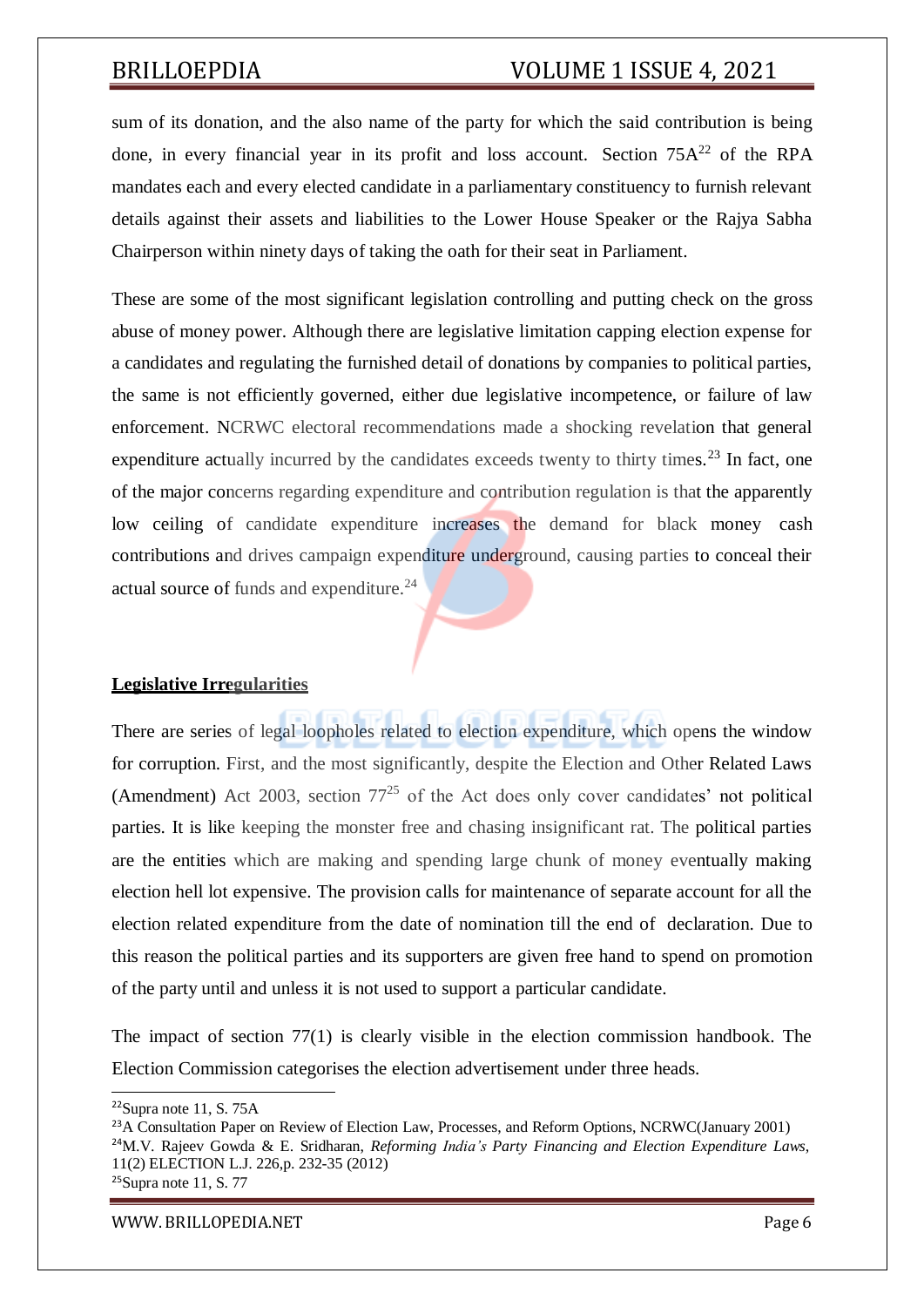sum of its donation, and the also name of the party for which the said contribution is being done, in every financial year in its profit and loss account. Section 75A[22] of the RPA mandates each and every elected candidate in a parliamentary constituency to furnish relevant details against their assets and liabilities to the Lower House Speaker or the Rajya Sabha Chairperson within ninety days of taking the oath for their seat in Parliament.

These are some of the most significant legislation controlling and putting check on the gross abuse of money power. Although there are legislative limitation capping election expense for a candidates and regulating the furnished detail of donations by companies to political parties, the same is not efficiently governed, either due legislative incompetence, or failure of law enforcement. NCRWC electoral recommendations made a shocking revelation that general expenditure actually incurred by the candidates exceeds twenty to thirty times.[23] In fact, one of the major concerns regarding expenditure and contribution regulation is that the apparently low ceiling of candidate expenditure increases the demand for black money cash contributions and drives campaign expenditure underground, causing parties to conceal their actual source of funds and expenditure.[24]

**Legislative Irregularities**

There are series of legal loopholes related to election expenditure, which opens the window for corruption. First, and the most significantly, despite the Election and Other Related Laws (Amendment) Act 2003, section 77[25] of the Act does only cover candidates' not political parties. It is like keeping the monster free and chasing insignificant rat. The political parties are the entities which are making and spending large chunk of money eventually making election hell lot expensive. The provision calls for maintenance of separate account for all the election related expenditure from the date of nomination till the end of declaration. Due to this reason the political parties and its supporters are given free hand to spend on promotion of the party until and unless it is not used to support a particular candidate.

The impact of section 77(1) is clearly visible in the election commission handbook. The Election Commission categorises the election advertisement under three heads.

---

[22] Supra note 11, S. 75A

[23] A Consultation Paper on Review of Election Law, Processes, and Reform Options, NCRWC(January 2001)

[24] M.V. Rajeev Gowda & E. Sridharan, *Reforming India's Party Financing and Election Expenditure Laws*, 11(2) ELECTION L.J. 226,p. 232-35 (2012)

[25] Supra note 11, S. 77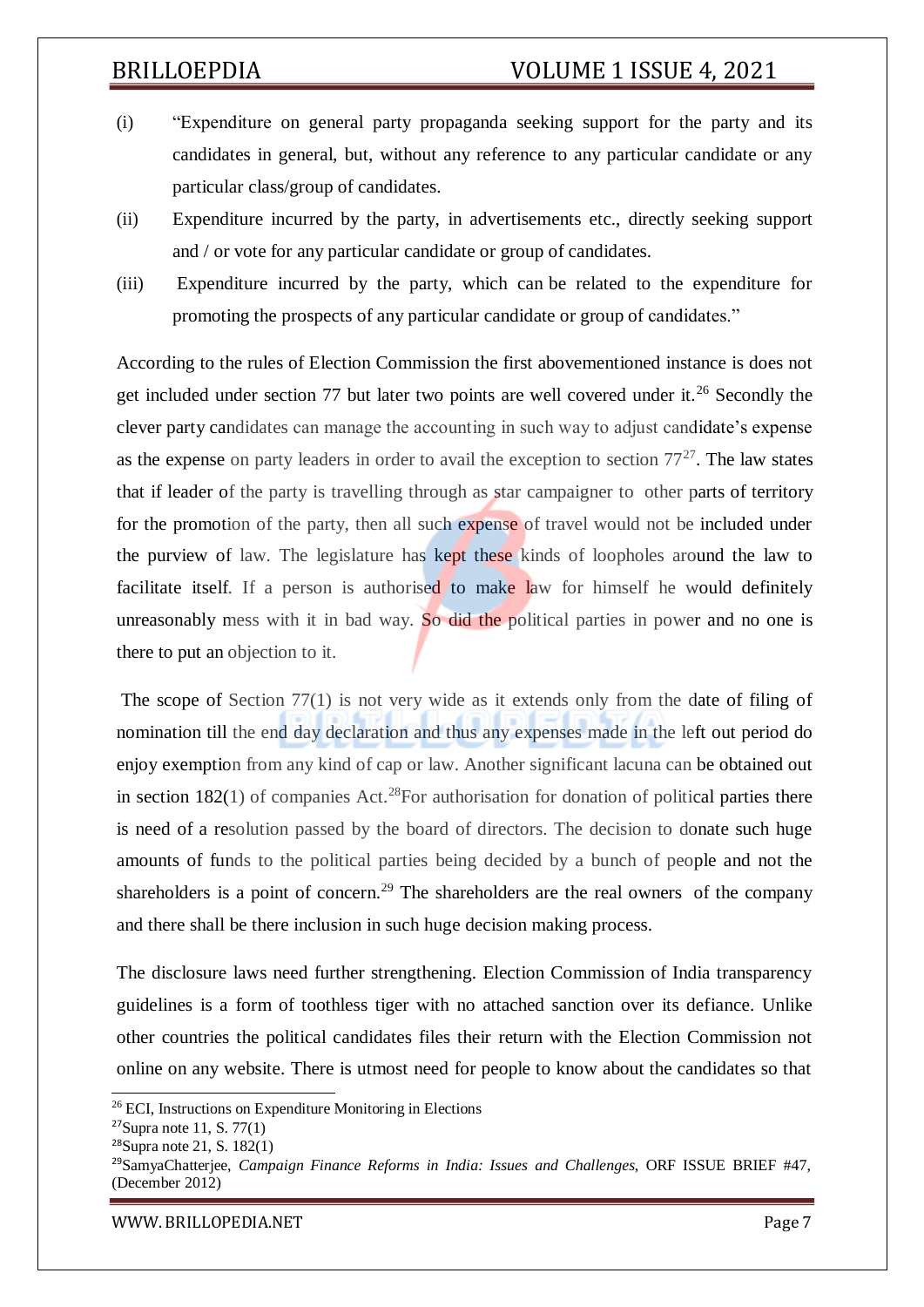(i) "Expenditure on general party propaganda seeking support for the party and its candidates in general, but, without any reference to any particular candidate or any particular class/group of candidates.

(ii) Expenditure incurred by the party, in advertisements etc., directly seeking support and / or vote for any particular candidate or group of candidates.

(iii) Expenditure incurred by the party, which can be related to the expenditure for promoting the prospects of any particular candidate or group of candidates."

According to the rules of Election Commission the first abovementioned instance is does not get included under section 77 but later two points are well covered under it.[26] Secondly the clever party candidates can manage the accounting in such way to adjust candidate's expense as the expense on party leaders in order to avail the exception to section 77[27]. The law states that if leader of the party is travelling through as star campaigner to other parts of territory for the promotion of the party, then all such expense of travel would not be included under the purview of law. The legislature has kept these kinds of loopholes around the law to facilitate itself. If a person is authorised to make law for himself he would definitely unreasonably mess with it in bad way. So did the political parties in power and no one is there to put an objection to it.

The scope of Section 77(1) is not very wide as it extends only from the date of filing of nomination till the end day declaration and thus any expenses made in the left out period do enjoy exemption from any kind of cap or law. Another significant lacuna can be obtained out in section 182(1) of companies Act.[28]For authorisation for donation of political parties there is need of a resolution passed by the board of directors. The decision to donate such huge amounts of funds to the political parties being decided by a bunch of people and not the shareholders is a point of concern.[29] The shareholders are the real owners of the company and there shall be there inclusion in such huge decision making process.

The disclosure laws need further strengthening. Election Commission of India transparency guidelines is a form of toothless tiger with no attached sanction over its defiance. Unlike other countries the political candidates files their return with the Election Commission not online on any website. There is utmost need for people to know about the candidates so that

---

[26] ECI, Instructions on Expenditure Monitoring in Elections

[27] Supra note 11, S. 77(1)

[28] Supra note 21, S. 182(1)

[29] SamyaChatterjee, *Campaign Finance Reforms in India: Issues and Challenges*, ORF ISSUE BRIEF #47, (December 2012)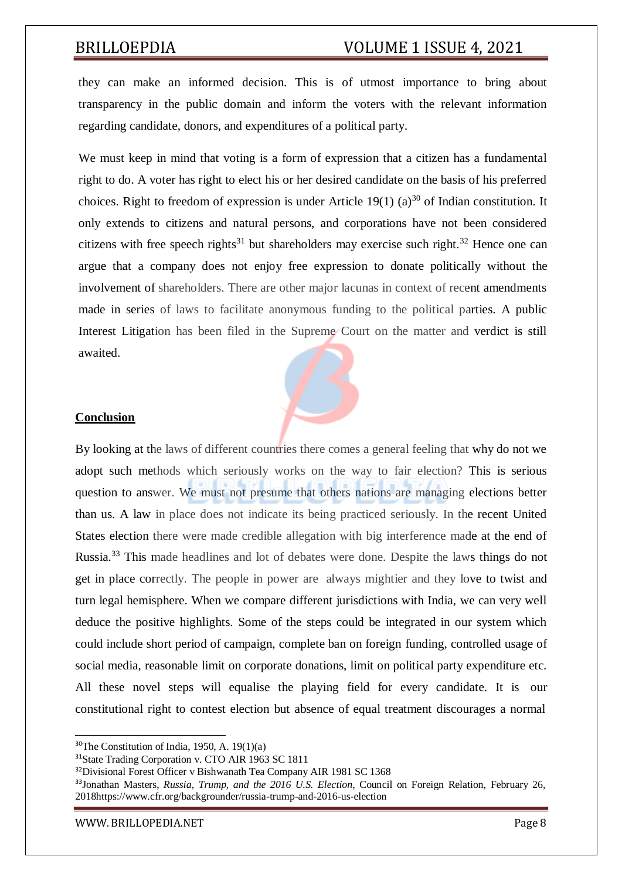they can make an informed decision. This is of utmost importance to bring about transparency in the public domain and inform the voters with the relevant information regarding candidate, donors, and expenditures of a political party.

We must keep in mind that voting is a form of expression that a citizen has a fundamental right to do. A voter has right to elect his or her desired candidate on the basis of his preferred choices. Right to freedom of expression is under Article 19(1) (a)[30] of Indian constitution. It only extends to citizens and natural persons, and corporations have not been considered citizens with free speech rights[31] but shareholders may exercise such right.[32] Hence one can argue that a company does not enjoy free expression to donate politically without the involvement of shareholders. There are other major lacunas in context of recent amendments made in series of laws to facilitate anonymous funding to the political parties. A public Interest Litigation has been filed in the Supreme Court on the matter and verdict is still awaited.

## Conclusion

By looking at the laws of different countries there comes a general feeling that why do not we adopt such methods which seriously works on the way to fair election? This is serious question to answer. We must not presume that others nations are managing elections better than us. A law in place does not indicate its being practiced seriously. In the recent United States election there were made credible allegation with big interference made at the end of Russia.[33] This made headlines and lot of debates were done. Despite the laws things do not get in place correctly. The people in power are always mightier and they love to twist and turn legal hemisphere. When we compare different jurisdictions with India, we can very well deduce the positive highlights. Some of the steps could be integrated in our system which could include short period of campaign, complete ban on foreign funding, controlled usage of social media, reasonable limit on corporate donations, limit on political party expenditure etc. All these novel steps will equalise the playing field for every candidate. It is our constitutional right to contest election but absence of equal treatment discourages a normal

---

[30] The Constitution of India, 1950, A. 19(1)(a)

[31] State Trading Corporation v. CTO AIR 1963 SC 1811

[32] Divisional Forest Officer v Bishwanath Tea Company AIR 1981 SC 1368

[33] Jonathan Masters, *Russia, Trump, and the 2016 U.S. Election*, Council on Foreign Relation, February 26, 2018https://www.cfr.org/backgrounder/russia-trump-and-2016-us-election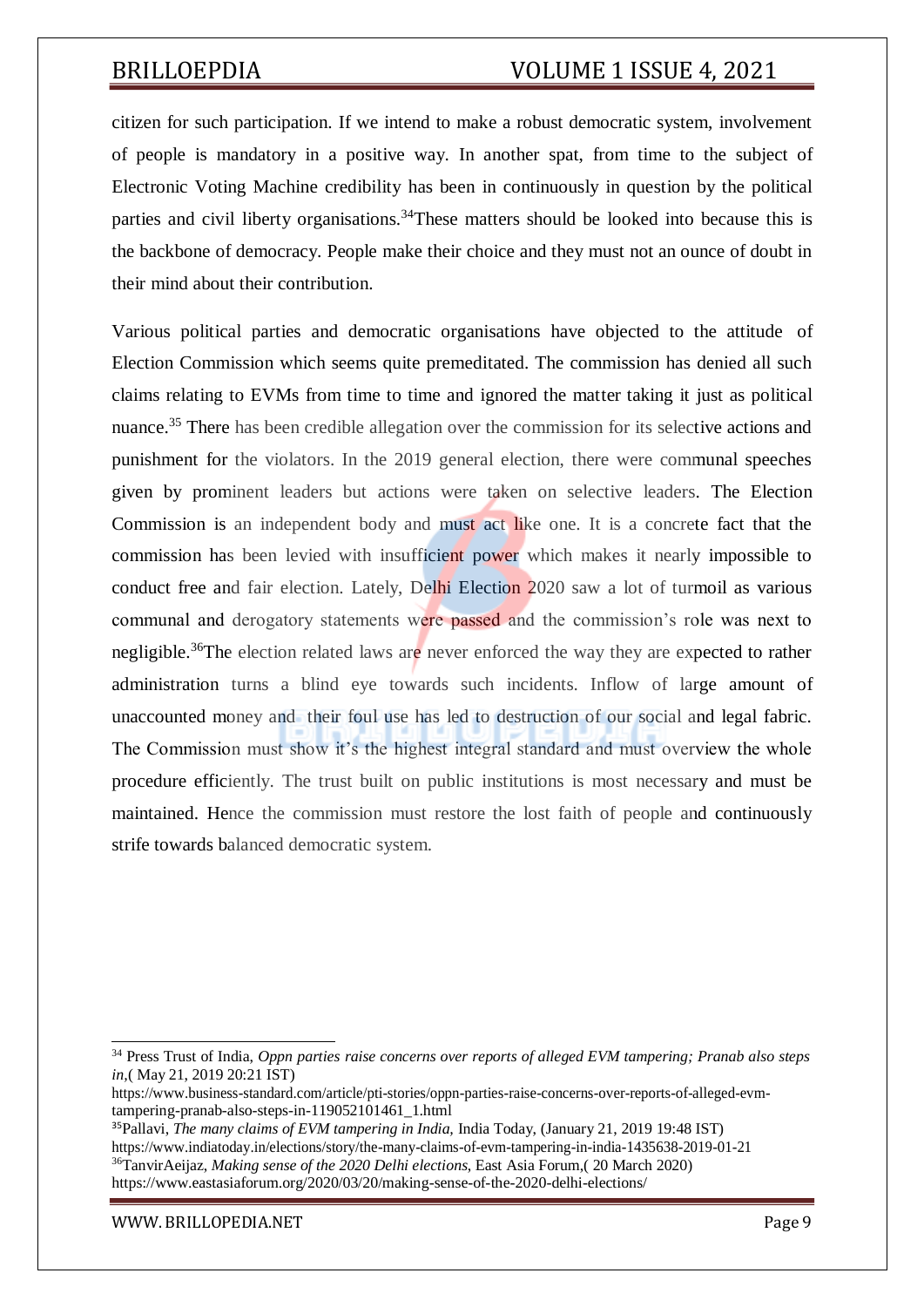citizen for such participation. If we intend to make a robust democratic system, involvement of people is mandatory in a positive way. In another spat, from time to the subject of Electronic Voting Machine credibility has been in continuously in question by the political parties and civil liberty organisations.[34]These matters should be looked into because this is the backbone of democracy. People make their choice and they must not an ounce of doubt in their mind about their contribution.

Various political parties and democratic organisations have objected to the attitude of Election Commission which seems quite premeditated. The commission has denied all such claims relating to EVMs from time to time and ignored the matter taking it just as political nuance.[35] There has been credible allegation over the commission for its selective actions and punishment for the violators. In the 2019 general election, there were communal speeches given by prominent leaders but actions were taken on selective leaders. The Election Commission is an independent body and must act like one. It is a concrete fact that the commission has been levied with insufficient power which makes it nearly impossible to conduct free and fair election. Lately, Delhi Election 2020 saw a lot of turmoil as various communal and derogatory statements were passed and the commission's role was next to negligible.[36]The election related laws are never enforced the way they are expected to rather administration turns a blind eye towards such incidents. Inflow of large amount of unaccounted money and their foul use has led to destruction of our social and legal fabric. The Commission must show it's the highest integral standard and must overview the whole procedure efficiently. The trust built on public institutions is most necessary and must be maintained. Hence the commission must restore the lost faith of people and continuously strife towards balanced democratic system.

---

[34] Press Trust of India, *Oppn parties raise concerns over reports of alleged EVM tampering; Pranab also steps in*,( May 21, 2019 20:21 IST)
https://www.business-standard.com/article/pti-stories/oppn-parties-raise-concerns-over-reports-of-alleged-evm-tampering-pranab-also-steps-in-119052101461_1.html

[35]Pallavi, *The many claims of EVM tampering in India*, India Today, (January 21, 2019 19:48 IST)
https://www.indiatoday.in/elections/story/the-many-claims-of-evm-tampering-in-india-1435638-2019-01-21

[36]TanvirAeijaz, *Making sense of the 2020 Delhi elections*, East Asia Forum,( 20 March 2020)
https://www.eastasiaforum.org/2020/03/20/making-sense-of-the-2020-delhi-elections/